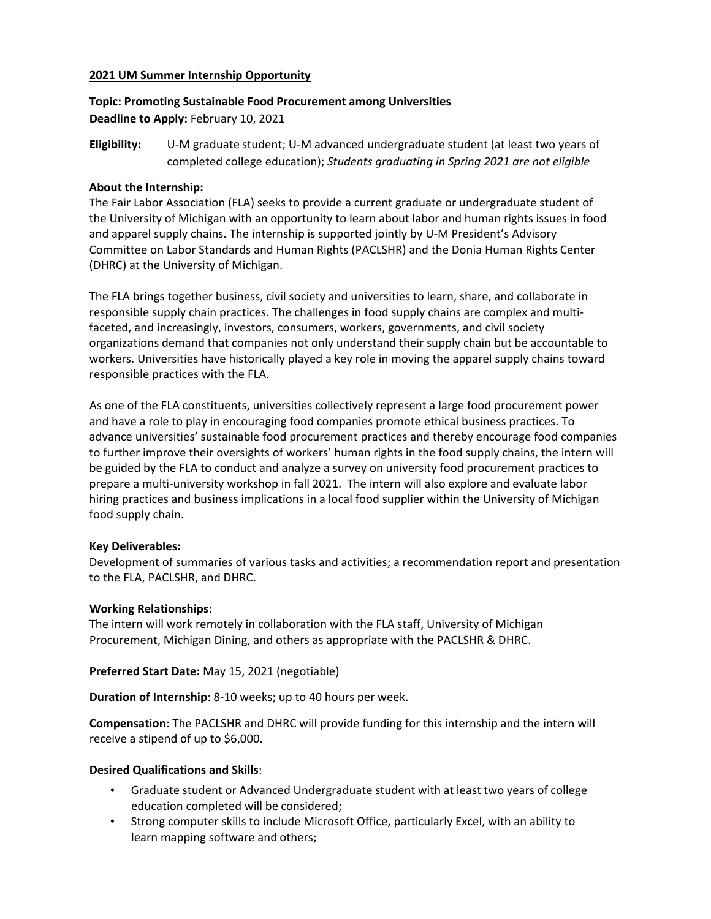**2021 UM Summer Internship Opportunity**

**Topic: Promoting Sustainable Food Procurement among Universities**
**Deadline to Apply:** February 10, 2021

**Eligibility:** U-M graduate student; U-M advanced undergraduate student (at least two years of completed college education); *Students graduating in Spring 2021 are not eligible*

**About the Internship:**
The Fair Labor Association (FLA) seeks to provide a current graduate or undergraduate student of the University of Michigan with an opportunity to learn about labor and human rights issues in food and apparel supply chains. The internship is supported jointly by U-M President's Advisory Committee on Labor Standards and Human Rights (PACLSHR) and the Donia Human Rights Center (DHRC) at the University of Michigan.

The FLA brings together business, civil society and universities to learn, share, and collaborate in responsible supply chain practices. The challenges in food supply chains are complex and multi-faceted, and increasingly, investors, consumers, workers, governments, and civil society organizations demand that companies not only understand their supply chain but be accountable to workers. Universities have historically played a key role in moving the apparel supply chains toward responsible practices with the FLA.

As one of the FLA constituents, universities collectively represent a large food procurement power and have a role to play in encouraging food companies promote ethical business practices. To advance universities' sustainable food procurement practices and thereby encourage food companies to further improve their oversights of workers' human rights in the food supply chains, the intern will be guided by the FLA to conduct and analyze a survey on university food procurement practices to prepare a multi-university workshop in fall 2021. The intern will also explore and evaluate labor hiring practices and business implications in a local food supplier within the University of Michigan food supply chain.

**Key Deliverables:**
Development of summaries of various tasks and activities; a recommendation report and presentation to the FLA, PACLSHR, and DHRC.

**Working Relationships:**
The intern will work remotely in collaboration with the FLA staff, University of Michigan Procurement, Michigan Dining, and others as appropriate with the PACLSHR & DHRC.

**Preferred Start Date:** May 15, 2021 (negotiable)

**Duration of Internship**: 8-10 weeks; up to 40 hours per week.

**Compensation**: The PACLSHR and DHRC will provide funding for this internship and the intern will receive a stipend of up to $6,000.

**Desired Qualifications and Skills**:

- Graduate student or Advanced Undergraduate student with at least two years of college education completed will be considered;
- Strong computer skills to include Microsoft Office, particularly Excel, with an ability to learn mapping software and others;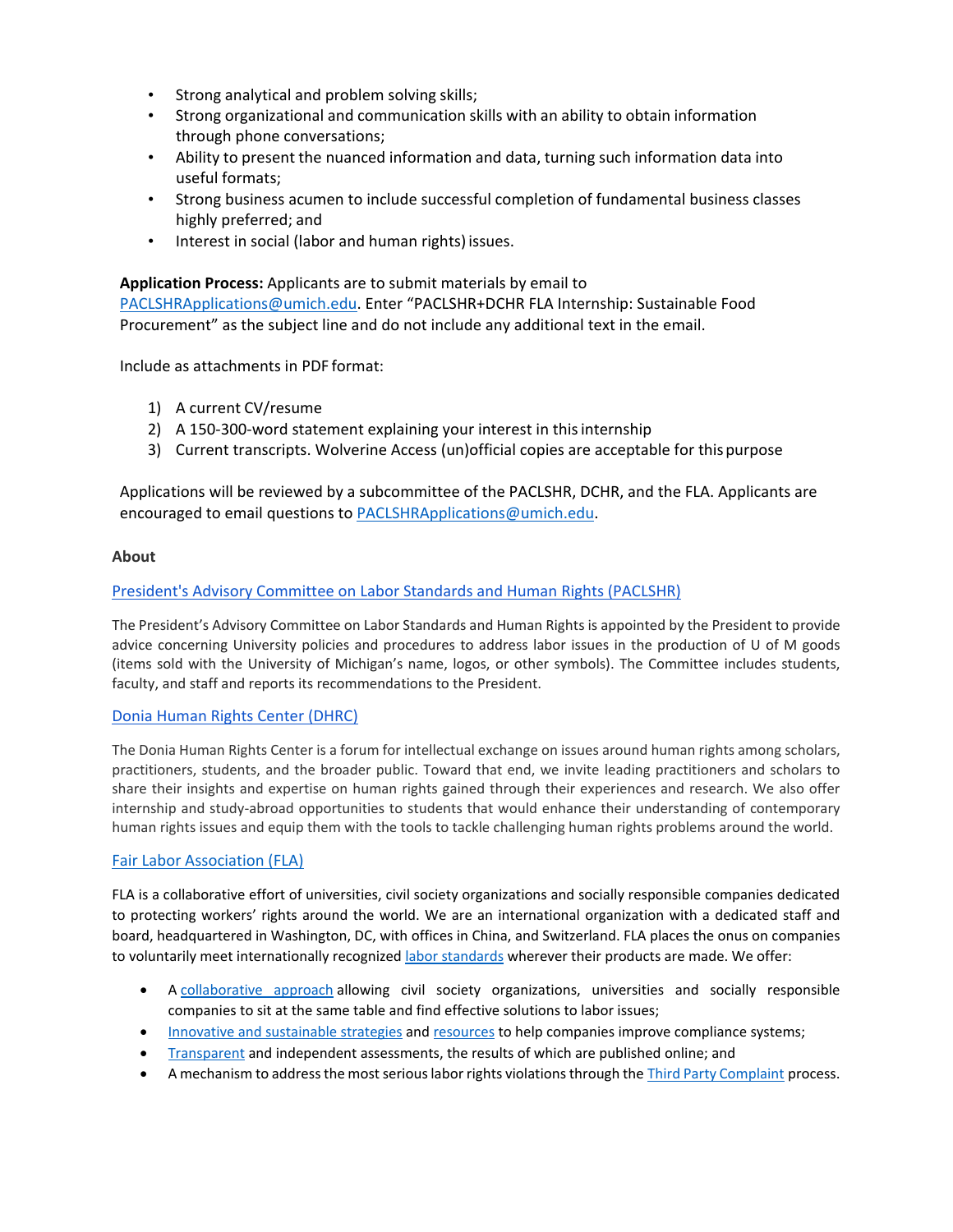- Strong analytical and problem solving skills;
- Strong organizational and communication skills with an ability to obtain information through phone conversations;
- Ability to present the nuanced information and data, turning such information data into useful formats;
- Strong business acumen to include successful completion of fundamental business classes highly preferred; and
- Interest in social (labor and human rights) issues.

**Application Process:** Applicants are to submit materials by email to PACLSHRApplications@umich.edu. Enter "PACLSHR+DCHR FLA Internship: Sustainable Food Procurement" as the subject line and do not include any additional text in the email.

Include as attachments in PDF format:

1) A current CV/resume
2) A 150-300-word statement explaining your interest in this internship
3) Current transcripts. Wolverine Access (un)official copies are acceptable for this purpose

Applications will be reviewed by a subcommittee of the PACLSHR, DCHR, and the FLA. Applicants are encouraged to email questions to PACLSHRApplications@umich.edu.

**About**

President's Advisory Committee on Labor Standards and Human Rights (PACLSHR)

The President's Advisory Committee on Labor Standards and Human Rights is appointed by the President to provide advice concerning University policies and procedures to address labor issues in the production of U of M goods (items sold with the University of Michigan's name, logos, or other symbols). The Committee includes students, faculty, and staff and reports its recommendations to the President.

Donia Human Rights Center (DHRC)

The Donia Human Rights Center is a forum for intellectual exchange on issues around human rights among scholars, practitioners, students, and the broader public. Toward that end, we invite leading practitioners and scholars to share their insights and expertise on human rights gained through their experiences and research. We also offer internship and study-abroad opportunities to students that would enhance their understanding of contemporary human rights issues and equip them with the tools to tackle challenging human rights problems around the world.

Fair Labor Association (FLA)

FLA is a collaborative effort of universities, civil society organizations and socially responsible companies dedicated to protecting workers' rights around the world. We are an international organization with a dedicated staff and board, headquartered in Washington, DC, with offices in China, and Switzerland. FLA places the onus on companies to voluntarily meet internationally recognized labor standards wherever their products are made. We offer:

- A collaborative approach allowing civil society organizations, universities and socially responsible companies to sit at the same table and find effective solutions to labor issues;
- Innovative and sustainable strategies and resources to help companies improve compliance systems;
- Transparent and independent assessments, the results of which are published online; and
- A mechanism to address the most serious labor rights violations through the Third Party Complaint process.